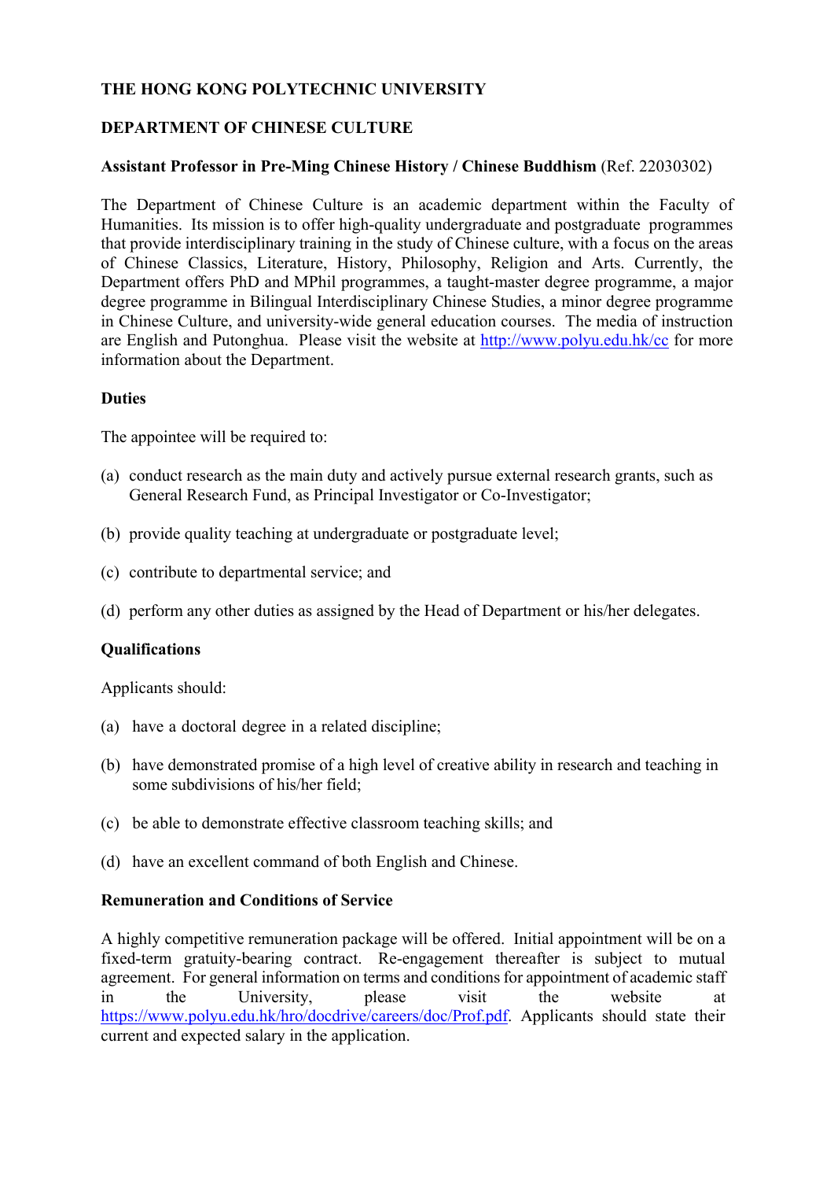**THE HONG KONG POLYTECHNIC UNIVERSITY**

**DEPARTMENT OF CHINESE CULTURE**

**Assistant Professor in Pre-Ming Chinese History / Chinese Buddhism** (Ref. 22030302)

The Department of Chinese Culture is an academic department within the Faculty of Humanities. Its mission is to offer high-quality undergraduate and postgraduate programmes that provide interdisciplinary training in the study of Chinese culture, with a focus on the areas of Chinese Classics, Literature, History, Philosophy, Religion and Arts. Currently, the Department offers PhD and MPhil programmes, a taught-master degree programme, a major degree programme in Bilingual Interdisciplinary Chinese Studies, a minor degree programme in Chinese Culture, and university-wide general education courses. The media of instruction are English and Putonghua. Please visit the website at http://www.polyu.edu.hk/cc for more information about the Department.

**Duties**

The appointee will be required to:

(a) conduct research as the main duty and actively pursue external research grants, such as General Research Fund, as Principal Investigator or Co-Investigator;

(b) provide quality teaching at undergraduate or postgraduate level;

(c) contribute to departmental service; and

(d) perform any other duties as assigned by the Head of Department or his/her delegates.

**Qualifications**

Applicants should:

(a) have a doctoral degree in a related discipline;

(b) have demonstrated promise of a high level of creative ability in research and teaching in some subdivisions of his/her field;

(c) be able to demonstrate effective classroom teaching skills; and

(d) have an excellent command of both English and Chinese.

**Remuneration and Conditions of Service**

A highly competitive remuneration package will be offered. Initial appointment will be on a fixed-term gratuity-bearing contract. Re-engagement thereafter is subject to mutual agreement. For general information on terms and conditions for appointment of academic staff in the University, please visit the website at https://www.polyu.edu.hk/hro/docdrive/careers/doc/Prof.pdf. Applicants should state their current and expected salary in the application.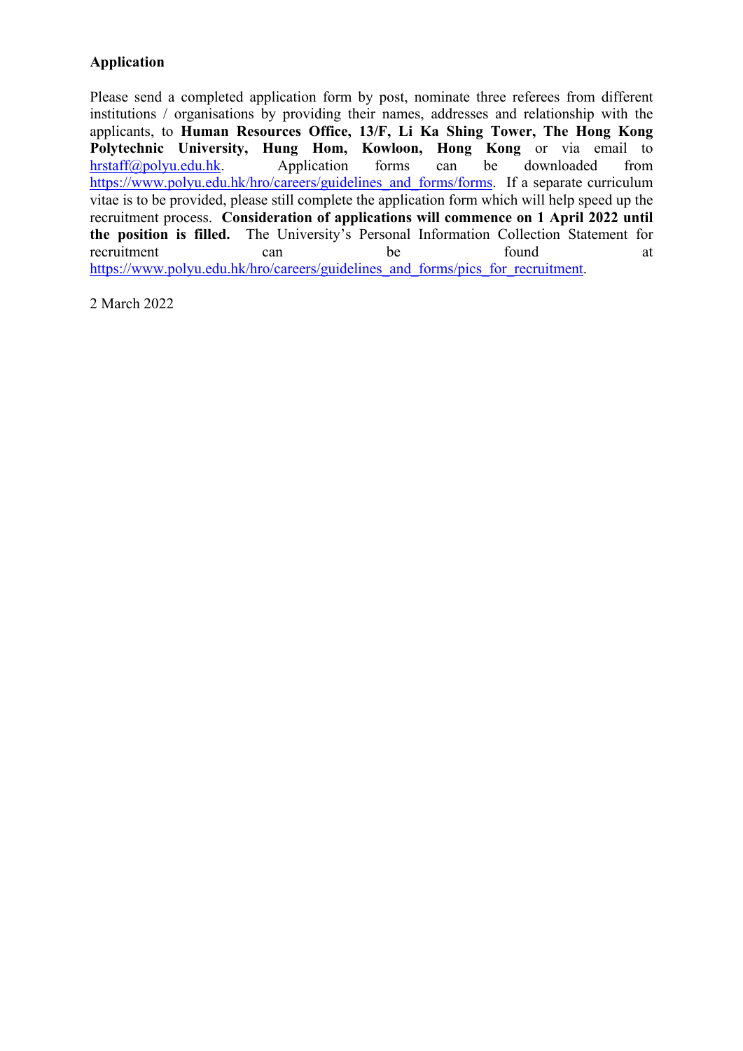**Application**

Please send a completed application form by post, nominate three referees from different institutions / organisations by providing their names, addresses and relationship with the applicants, to **Human Resources Office, 13/F, Li Ka Shing Tower, The Hong Kong Polytechnic University, Hung Hom, Kowloon, Hong Kong** or via email to hrstaff@polyu.edu.hk. Application forms can be downloaded from https://www.polyu.edu.hk/hro/careers/guidelines_and_forms/forms. If a separate curriculum vitae is to be provided, please still complete the application form which will help speed up the recruitment process. **Consideration of applications will commence on 1 April 2022 until the position is filled.** The University's Personal Information Collection Statement for recruitment can be found at https://www.polyu.edu.hk/hro/careers/guidelines_and_forms/pics_for_recruitment.

2 March 2022